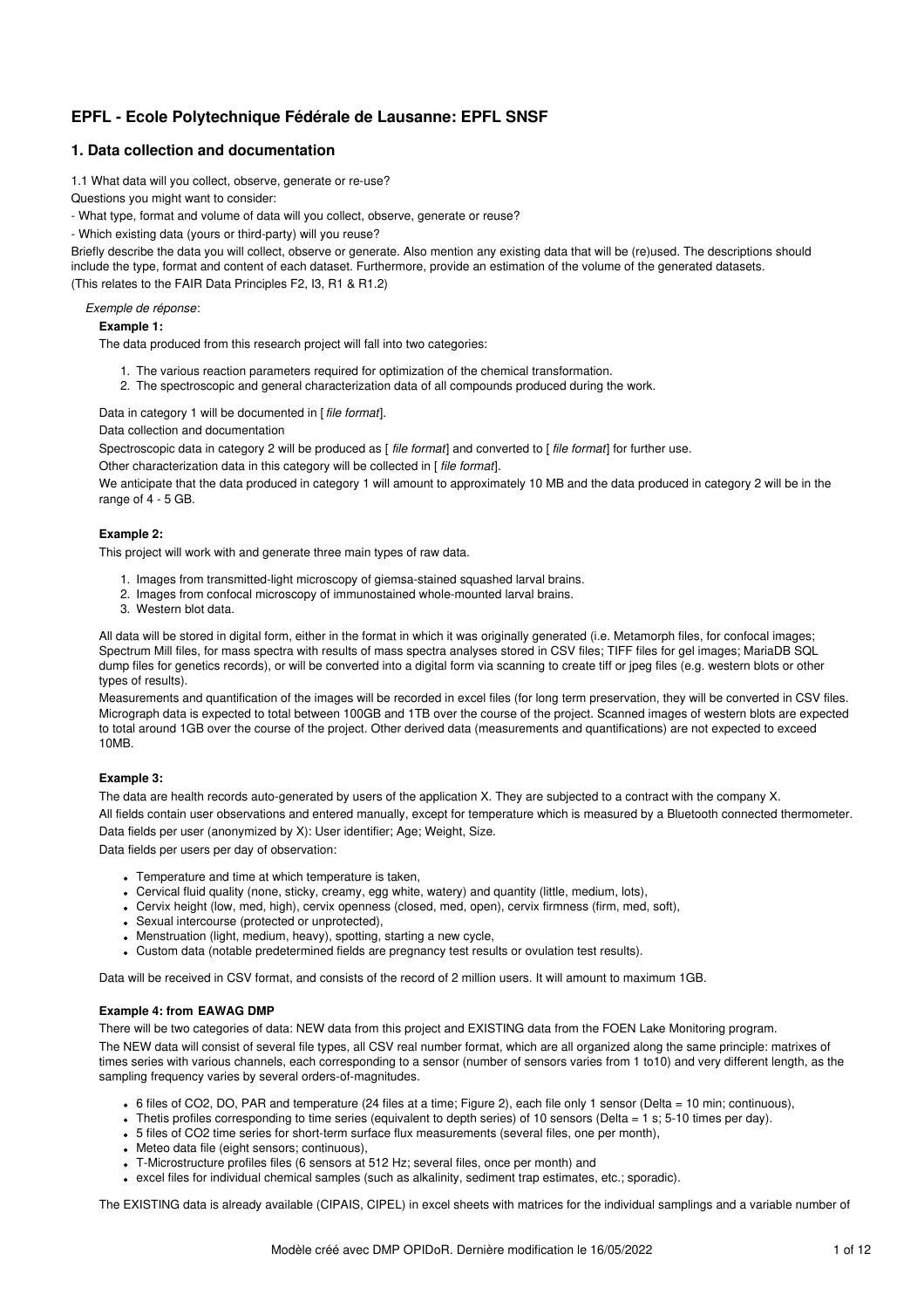## EPFL - Ecole Polytechnique Fédérale de Lausanne: EPFL SNSF

### 1. Data collection and documentation

1.1 What data will you collect, observe, generate or re-use?

Questions you might want to consider:

- What type, format and volume of data will you collect, observe, generate or reuse?

- Which existing data (yours or third-party) will you reuse?

Briefly describe the data you will collect, observe or generate. Also mention any existing data that will be (re)used. The descriptions should include the type, format and content of each dataset. Furthermore, provide an estimation of the volume of the generated datasets.
(This relates to the FAIR Data Principles F2, I3, R1 & R1.2)

*Exemple de réponse*:

**Example 1:**

The data produced from this research project will fall into two categories:

1. The various reaction parameters required for optimization of the chemical transformation.
2. The spectroscopic and general characterization data of all compounds produced during the work.

Data in category 1 will be documented in [ *file format*].

Data collection and documentation

Spectroscopic data in category 2 will be produced as [ *file format*] and converted to [ *file format*] for further use.

Other characterization data in this category will be collected in [ *file format*].

We anticipate that the data produced in category 1 will amount to approximately 10 MB and the data produced in category 2 will be in the range of 4 - 5 GB.

**Example 2:**

This project will work with and generate three main types of raw data.

1. Images from transmitted-light microscopy of giemsa-stained squashed larval brains.
2. Images from confocal microscopy of immunostained whole-mounted larval brains.
3. Western blot data.

All data will be stored in digital form, either in the format in which it was originally generated (i.e. Metamorph files, for confocal images; Spectrum Mill files, for mass spectra with results of mass spectra analyses stored in CSV files; TIFF files for gel images; MariaDB SQL dump files for genetics records), or will be converted into a digital form via scanning to create tiff or jpeg files (e.g. western blots or other types of results).
Measurements and quantification of the images will be recorded in excel files (for long term preservation, they will be converted in CSV files. Micrograph data is expected to total between 100GB and 1TB over the course of the project. Scanned images of western blots are expected to total around 1GB over the course of the project. Other derived data (measurements and quantifications) are not expected to exceed 10MB.

**Example 3:**

The data are health records auto-generated by users of the application X. They are subjected to a contract with the company X.

All fields contain user observations and entered manually, except for temperature which is measured by a Bluetooth connected thermometer.

Data fields per user (anonymized by X): User identifier; Age; Weight, Size.

Data fields per users per day of observation:

- Temperature and time at which temperature is taken,
- Cervical fluid quality (none, sticky, creamy, egg white, watery) and quantity (little, medium, lots),
- Cervix height (low, med, high), cervix openness (closed, med, open), cervix firmness (firm, med, soft),
- Sexual intercourse (protected or unprotected),
- Menstruation (light, medium, heavy), spotting, starting a new cycle,
- Custom data (notable predetermined fields are pregnancy test results or ovulation test results).

Data will be received in CSV format, and consists of the record of 2 million users. It will amount to maximum 1GB.

**Example 4: from EAWAG DMP**

There will be two categories of data: NEW data from this project and EXISTING data from the FOEN Lake Monitoring program.

The NEW data will consist of several file types, all CSV real number format, which are all organized along the same principle: matrixes of times series with various channels, each corresponding to a sensor (number of sensors varies from 1 to10) and very different length, as the sampling frequency varies by several orders-of-magnitudes.

- 6 files of $CO_2$, DO, PAR and temperature (24 files at a time; Figure 2), each file only 1 sensor (Delta = 10 min; continuous),
- Thetis profiles corresponding to time series (equivalent to depth series) of 10 sensors (Delta = 1 s; 5-10 times per day).
- 5 files of $CO_2$ time series for short-term surface flux measurements (several files, one per month),
- Meteo data file (eight sensors; continuous),
- T-Microstructure profiles files (6 sensors at 512 Hz; several files, once per month) and
- excel files for individual chemical samples (such as alkalinity, sediment trap estimates, etc.; sporadic).

The EXISTING data is already available (CIPAIS, CIPEL) in excel sheets with matrices for the individual samplings and a variable number of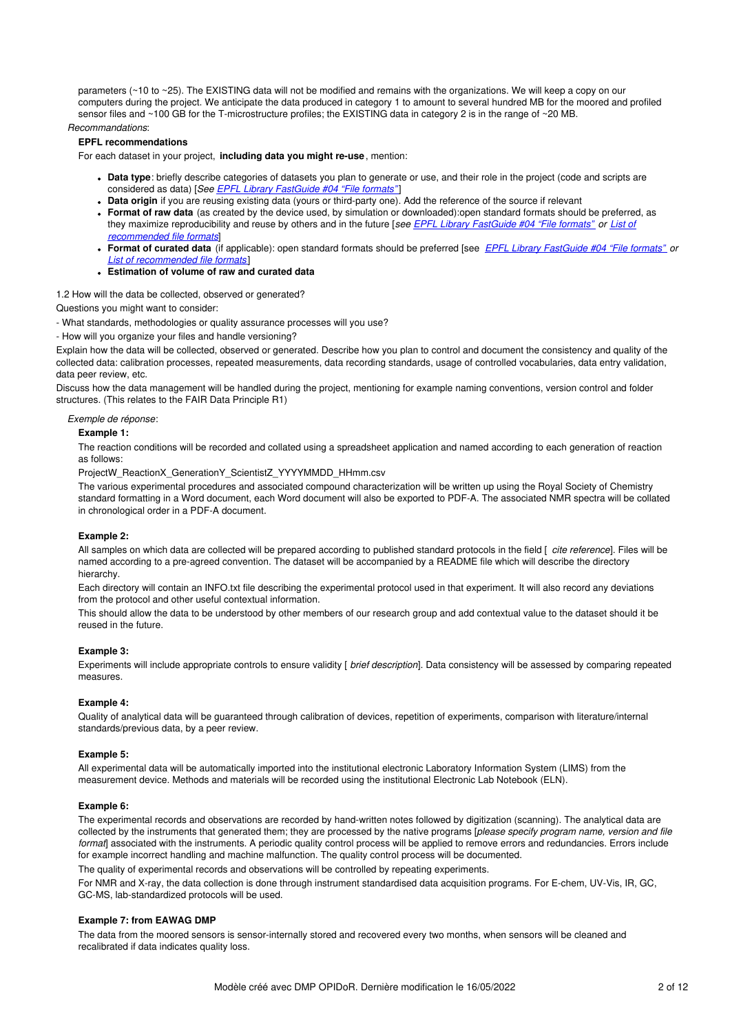parameters (~10 to ~25). The EXISTING data will not be modified and remains with the organizations. We will keep a copy on our computers during the project. We anticipate the data produced in category 1 to amount to several hundred MB for the moored and profiled sensor files and ~100 GB for the T-microstructure profiles; the EXISTING data in category 2 is in the range of ~20 MB.

*Recommandations*:

**EPFL recommendations**

For each dataset in your project, **including data you might re-use**, mention:

- **Data type**: briefly describe categories of datasets you plan to generate or use, and their role in the project (code and scripts are considered as data) [*See EPFL Library FastGuide #04 "File formats"*]
- **Data origin** if you are reusing existing data (yours or third-party one). Add the reference of the source if relevant
- **Format of raw data** (as created by the device used, by simulation or downloaded):open standard formats should be preferred, as they maximize reproducibility and reuse by others and in the future [*see EPFL Library FastGuide #04 "File formats" or List of recommended file formats*]
- **Format of curated data** (if applicable): open standard formats should be preferred [see *EPFL Library FastGuide #04 "File formats" or List of recommended file formats*]
- **Estimation of volume of raw and curated data**

1.2 How will the data be collected, observed or generated?

Questions you might want to consider:

- What standards, methodologies or quality assurance processes will you use?

- How will you organize your files and handle versioning?

Explain how the data will be collected, observed or generated. Describe how you plan to control and document the consistency and quality of the collected data: calibration processes, repeated measurements, data recording standards, usage of controlled vocabularies, data entry validation, data peer review, etc.

Discuss how the data management will be handled during the project, mentioning for example naming conventions, version control and folder structures. (This relates to the FAIR Data Principle R1)

*Exemple de réponse*:

**Example 1:**

The reaction conditions will be recorded and collated using a spreadsheet application and named according to each generation of reaction as follows:

ProjectW_ReactionX_GenerationY_ScientistZ_YYYYMMDD_HHmm.csv

The various experimental procedures and associated compound characterization will be written up using the Royal Society of Chemistry standard formatting in a Word document, each Word document will also be exported to PDF-A. The associated NMR spectra will be collated in chronological order in a PDF-A document.

**Example 2:**

All samples on which data are collected will be prepared according to published standard protocols in the field [ *cite reference*]. Files will be named according to a pre-agreed convention. The dataset will be accompanied by a README file which will describe the directory hierarchy.

Each directory will contain an INFO.txt file describing the experimental protocol used in that experiment. It will also record any deviations from the protocol and other useful contextual information.

This should allow the data to be understood by other members of our research group and add contextual value to the dataset should it be reused in the future.

**Example 3:**

Experiments will include appropriate controls to ensure validity [ *brief description*]. Data consistency will be assessed by comparing repeated measures.

**Example 4:**

Quality of analytical data will be guaranteed through calibration of devices, repetition of experiments, comparison with literature/internal standards/previous data, by a peer review.

**Example 5:**

All experimental data will be automatically imported into the institutional electronic Laboratory Information System (LIMS) from the measurement device. Methods and materials will be recorded using the institutional Electronic Lab Notebook (ELN).

**Example 6:**

The experimental records and observations are recorded by hand-written notes followed by digitization (scanning). The analytical data are collected by the instruments that generated them; they are processed by the native programs [*please specify program name, version and file format*] associated with the instruments. A periodic quality control process will be applied to remove errors and redundancies. Errors include for example incorrect handling and machine malfunction. The quality control process will be documented.

The quality of experimental records and observations will be controlled by repeating experiments.

For NMR and X-ray, the data collection is done through instrument standardised data acquisition programs. For E-chem, UV-Vis, IR, GC, GC-MS, lab-standardized protocols will be used.

**Example 7: from EAWAG DMP**

The data from the moored sensors is sensor-internally stored and recovered every two months, when sensors will be cleaned and recalibrated if data indicates quality loss.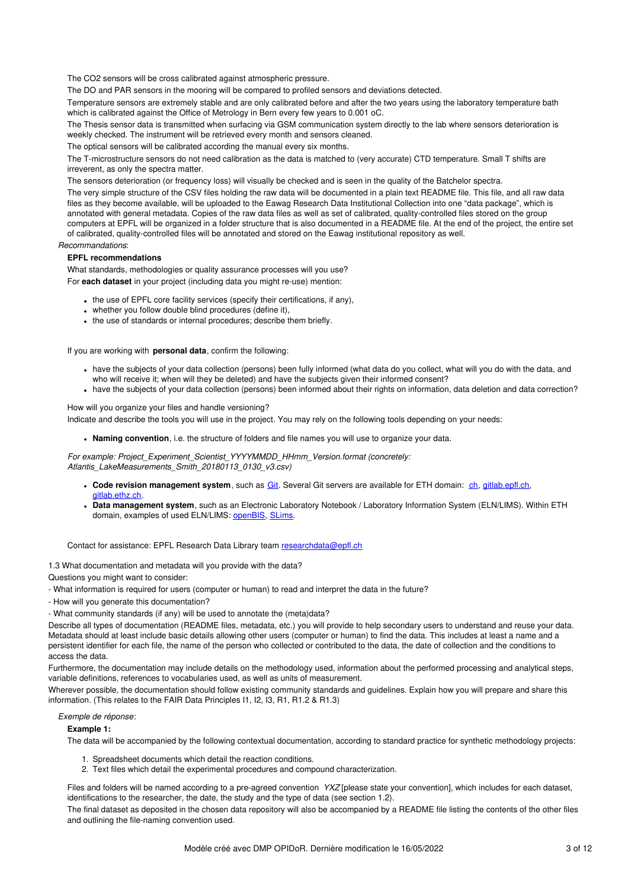The CO2 sensors will be cross calibrated against atmospheric pressure.

The DO and PAR sensors in the mooring will be compared to profiled sensors and deviations detected.

Temperature sensors are extremely stable and are only calibrated before and after the two years using the laboratory temperature bath which is calibrated against the Office of Metrology in Bern every few years to 0.001 oC.

The Thesis sensor data is transmitted when surfacing via GSM communication system directly to the lab where sensors deterioration is weekly checked. The instrument will be retrieved every month and sensors cleaned.

The optical sensors will be calibrated according the manual every six months.

The T-microstructure sensors do not need calibration as the data is matched to (very accurate) CTD temperature. Small T shifts are irreverent, as only the spectra matter.

The sensors deterioration (or frequency loss) will visually be checked and is seen in the quality of the Batchelor spectra.

The very simple structure of the CSV files holding the raw data will be documented in a plain text README file. This file, and all raw data files as they become available, will be uploaded to the Eawag Research Data Institutional Collection into one "data package", which is annotated with general metadata. Copies of the raw data files as well as set of calibrated, quality-controlled files stored on the group computers at EPFL will be organized in a folder structure that is also documented in a README file. At the end of the project, the entire set of calibrated, quality-controlled files will be annotated and stored on the Eawag institutional repository as well.

*Recommandations*:

**EPFL recommendations**

What standards, methodologies or quality assurance processes will you use?

For **each dataset** in your project (including data you might re-use) mention:

- the use of EPFL core facility services (specify their certifications, if any),
- whether you follow double blind procedures (define it),
- the use of standards or internal procedures; describe them briefly.

If you are working with **personal data**, confirm the following:

- have the subjects of your data collection (persons) been fully informed (what data do you collect, what will you do with the data, and who will receive it; when will they be deleted) and have the subjects given their informed consent?
- have the subjects of your data collection (persons) been informed about their rights on information, data deletion and data correction?

How will you organize your files and handle versioning?

Indicate and describe the tools you will use in the project. You may rely on the following tools depending on your needs:

- **Naming convention**, i.e. the structure of folders and file names you will use to organize your data.

*For example: Project_Experiment_Scientist_YYYYMMDD_HHmm_Version.format (concretely: Atlantis_LakeMeasurements_Smith_20180113_0130_v3.csv)*

- **Code revision management system**, such as Git. Several Git servers are available for ETH domain: ch, gitlab.epfl.ch, gitlab.ethz.ch.
- **Data management system**, such as an Electronic Laboratory Notebook / Laboratory Information System (ELN/LIMS). Within ETH domain, examples of used ELN/LIMS: openBIS, SLims.

Contact for assistance: EPFL Research Data Library team researchdata@epfl.ch

1.3 What documentation and metadata will you provide with the data?

Questions you might want to consider:

- What information is required for users (computer or human) to read and interpret the data in the future?

- How will you generate this documentation?

- What community standards (if any) will be used to annotate the (meta)data?

Describe all types of documentation (README files, metadata, etc.) you will provide to help secondary users to understand and reuse your data. Metadata should at least include basic details allowing other users (computer or human) to find the data. This includes at least a name and a persistent identifier for each file, the name of the person who collected or contributed to the data, the date of collection and the conditions to access the data.

Furthermore, the documentation may include details on the methodology used, information about the performed processing and analytical steps, variable definitions, references to vocabularies used, as well as units of measurement.

Wherever possible, the documentation should follow existing community standards and guidelines. Explain how you will prepare and share this information. (This relates to the FAIR Data Principles I1, I2, I3, R1, R1.2 & R1.3)

*Exemple de réponse*:

**Example 1:**

The data will be accompanied by the following contextual documentation, according to standard practice for synthetic methodology projects:

1. Spreadsheet documents which detail the reaction conditions.
2. Text files which detail the experimental procedures and compound characterization.

Files and folders will be named according to a pre-agreed convention *YXZ* [please state your convention], which includes for each dataset, identifications to the researcher, the date, the study and the type of data (see section 1.2).

The final dataset as deposited in the chosen data repository will also be accompanied by a README file listing the contents of the other files and outlining the file-naming convention used.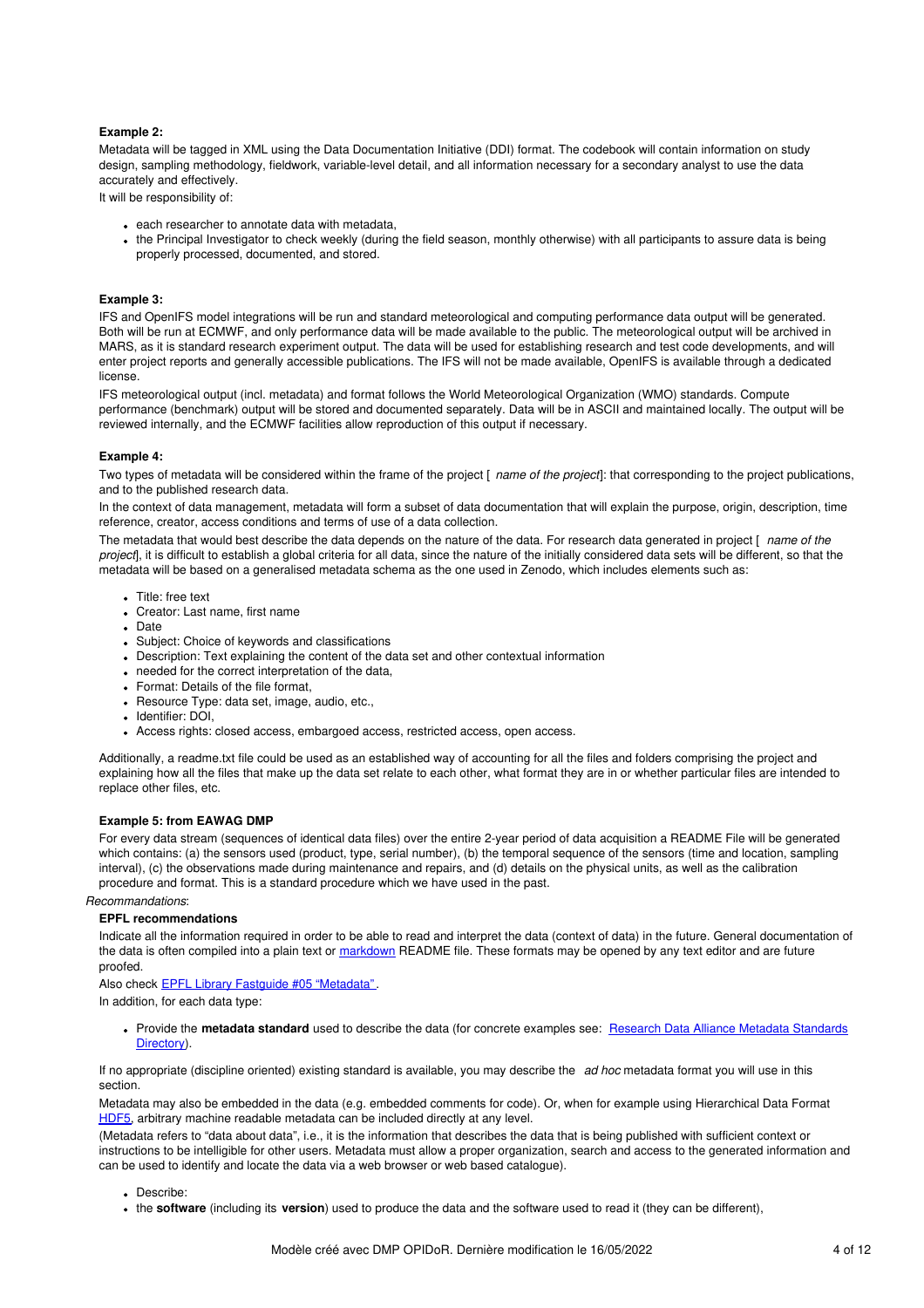**Example 2:**

Metadata will be tagged in XML using the Data Documentation Initiative (DDI) format. The codebook will contain information on study design, sampling methodology, fieldwork, variable-level detail, and all information necessary for a secondary analyst to use the data accurately and effectively.

It will be responsibility of:

- each researcher to annotate data with metadata,
- the Principal Investigator to check weekly (during the field season, monthly otherwise) with all participants to assure data is being properly processed, documented, and stored.

**Example 3:**

IFS and OpenIFS model integrations will be run and standard meteorological and computing performance data output will be generated. Both will be run at ECMWF, and only performance data will be made available to the public. The meteorological output will be archived in MARS, as it is standard research experiment output. The data will be used for establishing research and test code developments, and will enter project reports and generally accessible publications. The IFS will not be made available, OpenIFS is available through a dedicated license.

IFS meteorological output (incl. metadata) and format follows the World Meteorological Organization (WMO) standards. Compute performance (benchmark) output will be stored and documented separately. Data will be in ASCII and maintained locally. The output will be reviewed internally, and the ECMWF facilities allow reproduction of this output if necessary.

**Example 4:**

Two types of metadata will be considered within the frame of the project [ *name of the project*]: that corresponding to the project publications, and to the published research data.

In the context of data management, metadata will form a subset of data documentation that will explain the purpose, origin, description, time reference, creator, access conditions and terms of use of a data collection.

The metadata that would best describe the data depends on the nature of the data. For research data generated in project [ *name of the project*], it is difficult to establish a global criteria for all data, since the nature of the initially considered data sets will be different, so that the metadata will be based on a generalised metadata schema as the one used in Zenodo, which includes elements such as:

- Title: free text
- Creator: Last name, first name
- Date
- Subject: Choice of keywords and classifications
- Description: Text explaining the content of the data set and other contextual information
- needed for the correct interpretation of the data,
- Format: Details of the file format,
- Resource Type: data set, image, audio, etc.,
- Identifier: DOI,
- Access rights: closed access, embargoed access, restricted access, open access.

Additionally, a readme.txt file could be used as an established way of accounting for all the files and folders comprising the project and explaining how all the files that make up the data set relate to each other, what format they are in or whether particular files are intended to replace other files, etc.

**Example 5: from EAWAG DMP**

For every data stream (sequences of identical data files) over the entire 2-year period of data acquisition a README File will be generated which contains: (a) the sensors used (product, type, serial number), (b) the temporal sequence of the sensors (time and location, sampling interval), (c) the observations made during maintenance and repairs, and (d) details on the physical units, as well as the calibration procedure and format. This is a standard procedure which we have used in the past.

*Recommandations*:

**EPFL recommendations**

Indicate all the information required in order to be able to read and interpret the data (context of data) in the future. General documentation of the data is often compiled into a plain text or markdown README file. These formats may be opened by any text editor and are future proofed.

Also check EPFL Library Fastguide #05 "Metadata".

In addition, for each data type:

- Provide the **metadata standard** used to describe the data (for concrete examples see: Research Data Alliance Metadata Standards Directory).

If no appropriate (discipline oriented) existing standard is available, you may describe the *ad hoc* metadata format you will use in this section.

Metadata may also be embedded in the data (e.g. embedded comments for code). Or, when for example using Hierarchical Data Format HDF5, arbitrary machine readable metadata can be included directly at any level.

(Metadata refers to "data about data", i.e., it is the information that describes the data that is being published with sufficient context or instructions to be intelligible for other users. Metadata must allow a proper organization, search and access to the generated information and can be used to identify and locate the data via a web browser or web based catalogue).

- Describe:
- the **software** (including its **version**) used to produce the data and the software used to read it (they can be different),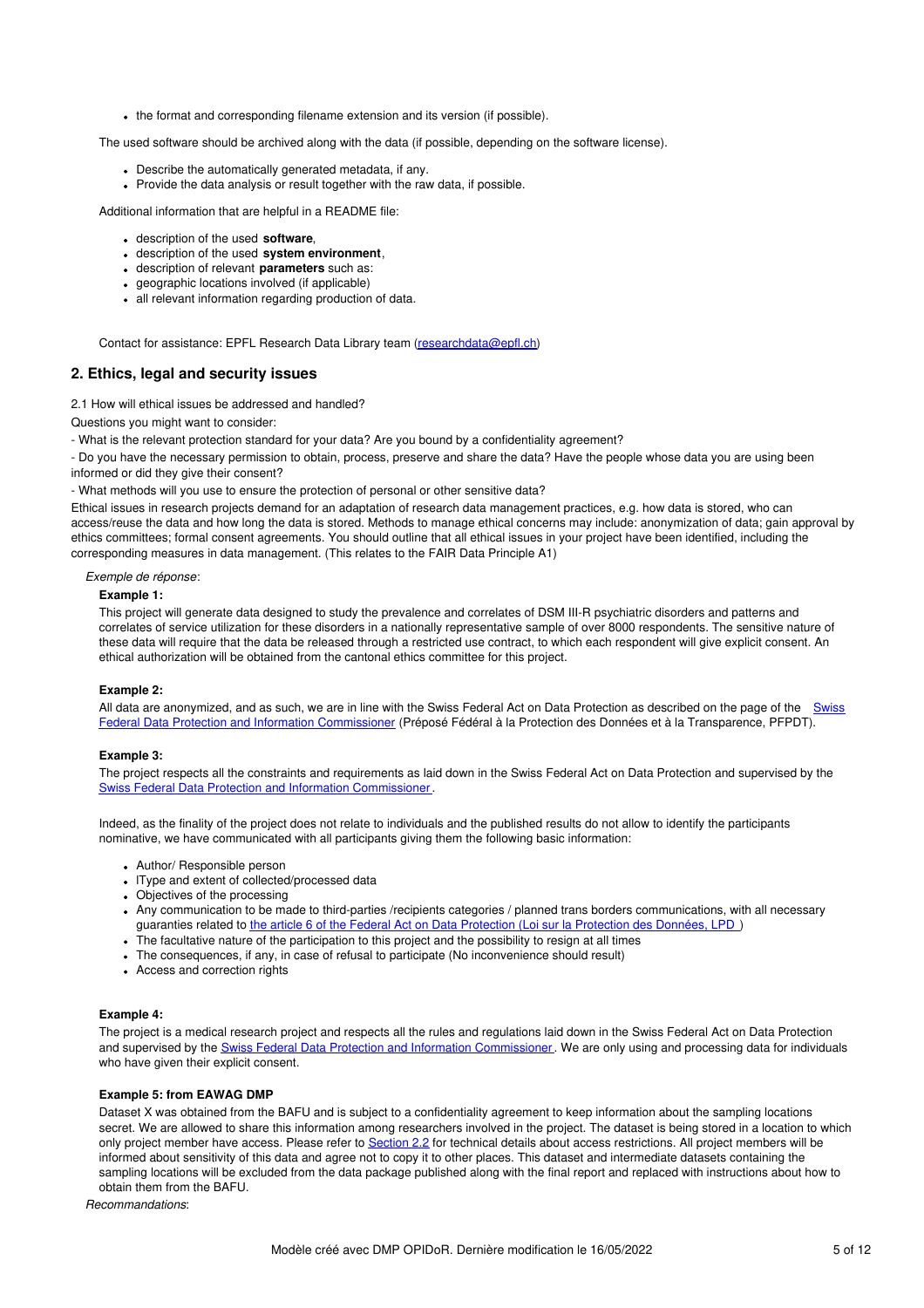- the format and corresponding filename extension and its version (if possible).

The used software should be archived along with the data (if possible, depending on the software license).

- Describe the automatically generated metadata, if any.
- Provide the data analysis or result together with the raw data, if possible.

Additional information that are helpful in a README file:

- description of the used **software**,
- description of the used **system environment**,
- description of relevant **parameters** such as:
- geographic locations involved (if applicable)
- all relevant information regarding production of data.

Contact for assistance: EPFL Research Data Library team (researchdata@epfl.ch)

## 2. Ethics, legal and security issues

2.1 How will ethical issues be addressed and handled?

Questions you might want to consider:

- What is the relevant protection standard for your data? Are you bound by a confidentiality agreement?

- Do you have the necessary permission to obtain, process, preserve and share the data? Have the people whose data you are using been informed or did they give their consent?

- What methods will you use to ensure the protection of personal or other sensitive data?

Ethical issues in research projects demand for an adaptation of research data management practices, e.g. how data is stored, who can access/reuse the data and how long the data is stored. Methods to manage ethical concerns may include: anonymization of data; gain approval by ethics committees; formal consent agreements. You should outline that all ethical issues in your project have been identified, including the corresponding measures in data management. (This relates to the FAIR Data Principle A1)

*Exemple de réponse*:

**Example 1:**

This project will generate data designed to study the prevalence and correlates of DSM III-R psychiatric disorders and patterns and correlates of service utilization for these disorders in a nationally representative sample of over 8000 respondents. The sensitive nature of these data will require that the data be released through a restricted use contract, to which each respondent will give explicit consent. An ethical authorization will be obtained from the cantonal ethics committee for this project.

**Example 2:**

All data are anonymized, and as such, we are in line with the Swiss Federal Act on Data Protection as described on the page of the Swiss Federal Data Protection and Information Commissioner (Préposé Fédéral à la Protection des Données et à la Transparence, PFPDT).

**Example 3:**

The project respects all the constraints and requirements as laid down in the Swiss Federal Act on Data Protection and supervised by the Swiss Federal Data Protection and Information Commissioner.

Indeed, as the finality of the project does not relate to individuals and the published results do not allow to identify the participants nominative, we have communicated with all participants giving them the following basic information:

- Author/ Responsible person
- lType and extent of collected/processed data
- Objectives of the processing
- Any communication to be made to third-parties /recipients categories / planned trans borders communications, with all necessary guaranties related to the article 6 of the Federal Act on Data Protection (Loi sur la Protection des Données, LPD )
- The facultative nature of the participation to this project and the possibility to resign at all times
- The consequences, if any, in case of refusal to participate (No inconvenience should result)
- Access and correction rights

**Example 4:**

The project is a medical research project and respects all the rules and regulations laid down in the Swiss Federal Act on Data Protection and supervised by the Swiss Federal Data Protection and Information Commissioner. We are only using and processing data for individuals who have given their explicit consent.

**Example 5: from EAWAG DMP**

Dataset X was obtained from the BAFU and is subject to a confidentiality agreement to keep information about the sampling locations secret. We are allowed to share this information among researchers involved in the project. The dataset is being stored in a location to which only project member have access. Please refer to Section 2.2 for technical details about access restrictions. All project members will be informed about sensitivity of this data and agree not to copy it to other places. This dataset and intermediate datasets containing the sampling locations will be excluded from the data package published along with the final report and replaced with instructions about how to obtain them from the BAFU.

*Recommandations*: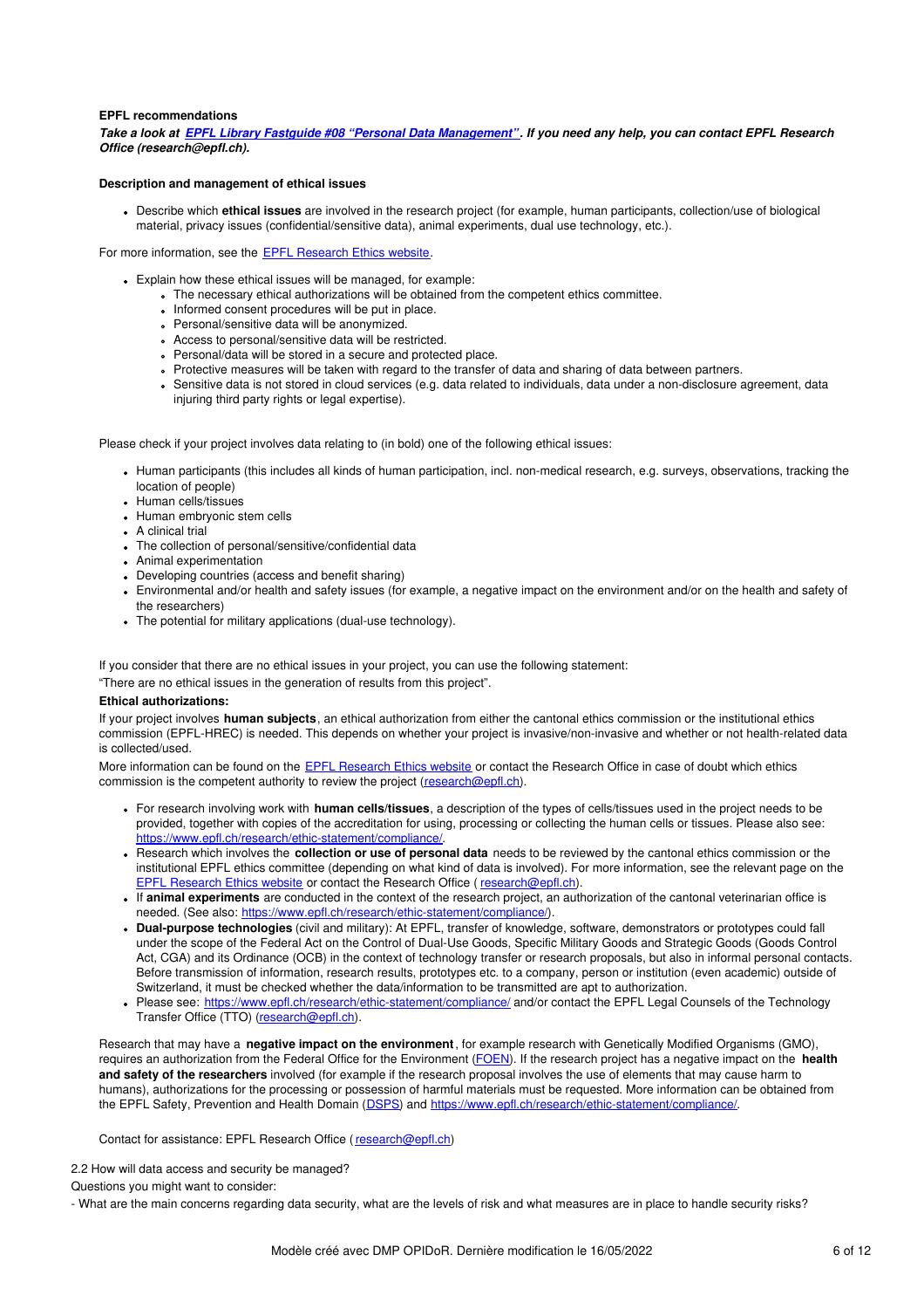**EPFL recommendations**

***Take a look at [EPFL Library Fastguide #08 "Personal Data Management"](). If you need any help, you can contact EPFL Research Office (research@epfl.ch).***

**Description and management of ethical issues**

- Describe which **ethical issues** are involved in the research project (for example, human participants, collection/use of biological material, privacy issues (confidential/sensitive data), animal experiments, dual use technology, etc.).

For more information, see the [EPFL Research Ethics website]().

- Explain how these ethical issues will be managed, for example:
  - The necessary ethical authorizations will be obtained from the competent ethics committee.
  - Informed consent procedures will be put in place.
  - Personal/sensitive data will be anonymized.
  - Access to personal/sensitive data will be restricted.
  - Personal/data will be stored in a secure and protected place.
  - Protective measures will be taken with regard to the transfer of data and sharing of data between partners.
  - Sensitive data is not stored in cloud services (e.g. data related to individuals, data under a non-disclosure agreement, data injuring third party rights or legal expertise).

Please check if your project involves data relating to (in bold) one of the following ethical issues:

- Human participants (this includes all kinds of human participation, incl. non-medical research, e.g. surveys, observations, tracking the location of people)
- Human cells/tissues
- Human embryonic stem cells
- A clinical trial
- The collection of personal/sensitive/confidential data
- Animal experimentation
- Developing countries (access and benefit sharing)
- Environmental and/or health and safety issues (for example, a negative impact on the environment and/or on the health and safety of the researchers)
- The potential for military applications (dual-use technology).

If you consider that there are no ethical issues in your project, you can use the following statement:

"There are no ethical issues in the generation of results from this project".

**Ethical authorizations:**

If your project involves **human subjects**, an ethical authorization from either the cantonal ethics commission or the institutional ethics commission (EPFL-HREC) is needed. This depends on whether your project is invasive/non-invasive and whether or not health-related data is collected/used.

More information can be found on the [EPFL Research Ethics website]() or contact the Research Office in case of doubt which ethics commission is the competent authority to review the project (research@epfl.ch).

- For research involving work with **human cells/tissues**, a description of the types of cells/tissues used in the project needs to be provided, together with copies of the accreditation for using, processing or collecting the human cells or tissues. Please also see: https://www.epfl.ch/research/ethic-statement/compliance/.
- Research which involves the **collection or use of personal data** needs to be reviewed by the cantonal ethics commission or the institutional EPFL ethics committee (depending on what kind of data is involved). For more information, see the relevant page on the [EPFL Research Ethics website]() or contact the Research Office ( research@epfl.ch).
- If **animal experiments** are conducted in the context of the research project, an authorization of the cantonal veterinarian office is needed. (See also: https://www.epfl.ch/research/ethic-statement/compliance/).
- **Dual-purpose technologies** (civil and military): At EPFL, transfer of knowledge, software, demonstrators or prototypes could fall under the scope of the Federal Act on the Control of Dual-Use Goods, Specific Military Goods and Strategic Goods (Goods Control Act, CGA) and its Ordinance (OCB) in the context of technology transfer or research proposals, but also in informal personal contacts. Before transmission of information, research results, prototypes etc. to a company, person or institution (even academic) outside of Switzerland, it must be checked whether the data/information to be transmitted are apt to authorization.
- Please see: https://www.epfl.ch/research/ethic-statement/compliance/ and/or contact the EPFL Legal Counsels of the Technology Transfer Office (TTO) (research@epfl.ch).

Research that may have a **negative impact on the environment**, for example research with Genetically Modified Organisms (GMO), requires an authorization from the Federal Office for the Environment ([FOEN]()). If the research project has a negative impact on the **health and safety of the researchers** involved (for example if the research proposal involves the use of elements that may cause harm to humans), authorizations for the processing or possession of harmful materials must be requested. More information can be obtained from the EPFL Safety, Prevention and Health Domain ([DSPS]()) and https://www.epfl.ch/research/ethic-statement/compliance/.

Contact for assistance: EPFL Research Office ( research@epfl.ch)

2.2 How will data access and security be managed?

Questions you might want to consider:

- What are the main concerns regarding data security, what are the levels of risk and what measures are in place to handle security risks?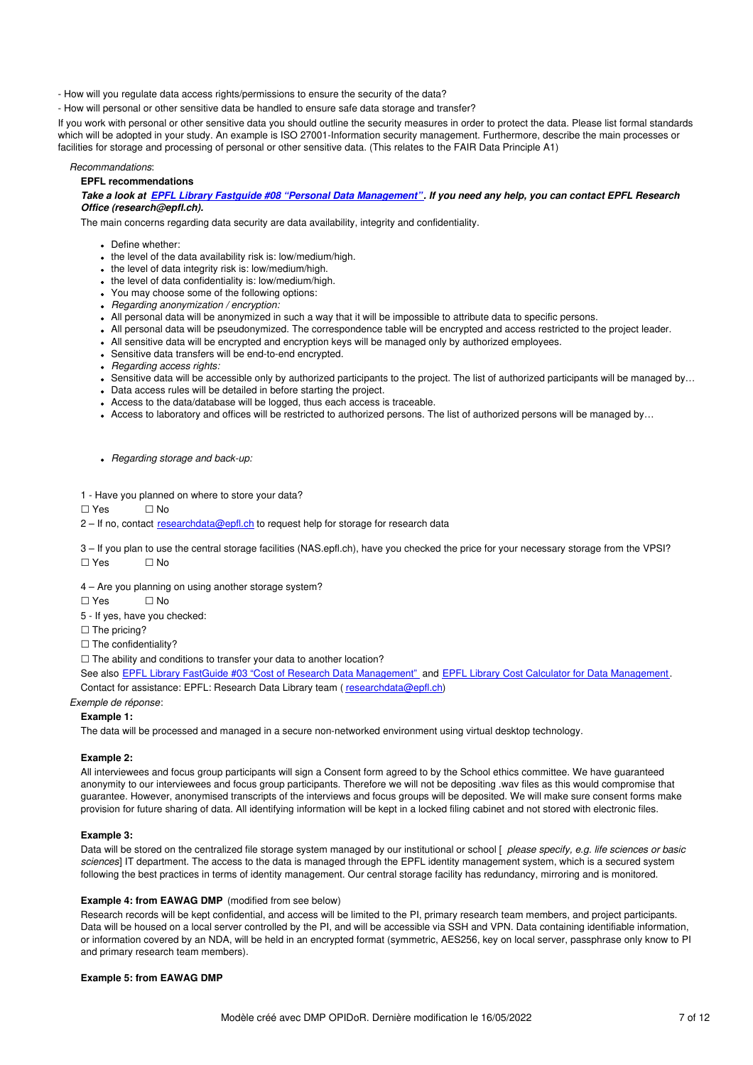- How will you regulate data access rights/permissions to ensure the security of the data?
- How will personal or other sensitive data be handled to ensure safe data storage and transfer?

If you work with personal or other sensitive data you should outline the security measures in order to protect the data. Please list formal standards which will be adopted in your study. An example is ISO 27001-Information security management. Furthermore, describe the main processes or facilities for storage and processing of personal or other sensitive data. (This relates to the FAIR Data Principle A1)

*Recommandations*:

**EPFL recommendations**

***Take a look at [EPFL Library Fastguide #08 "Personal Data Management"](). If you need any help, you can contact EPFL Research Office (research@epfl.ch).***

The main concerns regarding data security are data availability, integrity and confidentiality.

- Define whether:
- the level of the data availability risk is: low/medium/high.
- the level of data integrity risk is: low/medium/high.
- the level of data confidentiality is: low/medium/high.
- You may choose some of the following options:
- *Regarding anonymization / encryption:*
- All personal data will be anonymized in such a way that it will be impossible to attribute data to specific persons.
- All personal data will be pseudonymized. The correspondence table will be encrypted and access restricted to the project leader.
- All sensitive data will be encrypted and encryption keys will be managed only by authorized employees.
- Sensitive data transfers will be end-to-end encrypted.
- *Regarding access rights:*
- Sensitive data will be accessible only by authorized participants to the project. The list of authorized participants will be managed by…
- Data access rules will be detailed in before starting the project.
- Access to the data/database will be logged, thus each access is traceable.
- Access to laboratory and offices will be restricted to authorized persons. The list of authorized persons will be managed by…

- *Regarding storage and back-up:*

1 - Have you planned on where to store your data?

☐ Yes ☐ No

2 – If no, contact [researchdata@epfl.ch]() to request help for storage for research data

3 – If you plan to use the central storage facilities (NAS.epfl.ch), have you checked the price for your necessary storage from the VPSI?

☐ Yes ☐ No

4 – Are you planning on using another storage system?

☐ Yes ☐ No

5 - If yes, have you checked:

☐ The pricing?

☐ The confidentiality?

☐ The ability and conditions to transfer your data to another location?

See also [EPFL Library FastGuide #03 "Cost of Research Data Management"]() and [EPFL Library Cost Calculator for Data Management]().

Contact for assistance: EPFL: Research Data Library team ( [researchdata@epfl.ch]())

*Exemple de réponse*:

**Example 1:**

The data will be processed and managed in a secure non-networked environment using virtual desktop technology.

**Example 2:**

All interviewees and focus group participants will sign a Consent form agreed to by the School ethics committee. We have guaranteed anonymity to our interviewees and focus group participants. Therefore we will not be depositing .wav files as this would compromise that guarantee. However, anonymised transcripts of the interviews and focus groups will be deposited. We will make sure consent forms make provision for future sharing of data. All identifying information will be kept in a locked filing cabinet and not stored with electronic files.

**Example 3:**

Data will be stored on the centralized file storage system managed by our institutional or school [ *please specify, e.g. life sciences or basic sciences*] IT department. The access to the data is managed through the EPFL identity management system, which is a secured system following the best practices in terms of identity management. Our central storage facility has redundancy, mirroring and is monitored.

**Example 4: from EAWAG DMP** (modified from see below)

Research records will be kept confidential, and access will be limited to the PI, primary research team members, and project participants. Data will be housed on a local server controlled by the PI, and will be accessible via SSH and VPN. Data containing identifiable information, or information covered by an NDA, will be held in an encrypted format (symmetric, AES256, key on local server, passphrase only know to PI and primary research team members).

**Example 5: from EAWAG DMP**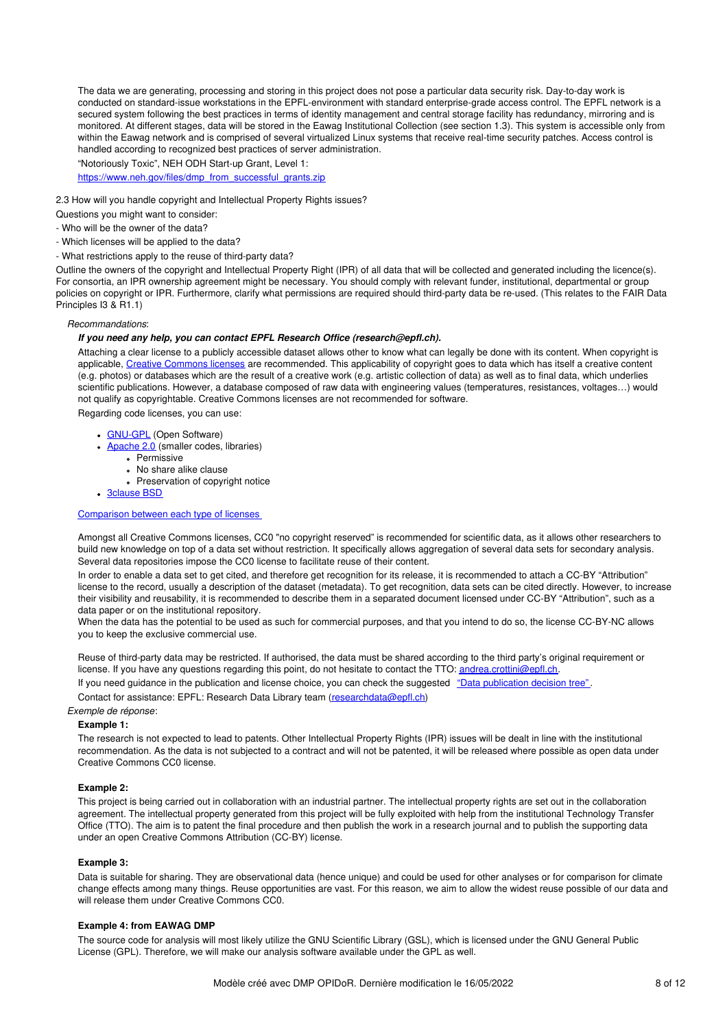The data we are generating, processing and storing in this project does not pose a particular data security risk. Day-to-day work is conducted on standard-issue workstations in the EPFL-environment with standard enterprise-grade access control. The EPFL network is a secured system following the best practices in terms of identity management and central storage facility has redundancy, mirroring and is monitored. At different stages, data will be stored in the Eawag Institutional Collection (see section 1.3). This system is accessible only from within the Eawag network and is comprised of several virtualized Linux systems that receive real-time security patches. Access control is handled according to recognized best practices of server administration.

"Notoriously Toxic", NEH ODH Start-up Grant, Level 1:
[https://www.neh.gov/files/dmp_from_successful_grants.zip](https://www.neh.gov/files/dmp_from_successful_grants.zip)

2.3 How will you handle copyright and Intellectual Property Rights issues?

Questions you might want to consider:

- Who will be the owner of the data?
- Which licenses will be applied to the data?
- What restrictions apply to the reuse of third-party data?

Outline the owners of the copyright and Intellectual Property Right (IPR) of all data that will be collected and generated including the licence(s). For consortia, an IPR ownership agreement might be necessary. You should comply with relevant funder, institutional, departmental or group policies on copyright or IPR. Furthermore, clarify what permissions are required should third-party data be re-used. (This relates to the FAIR Data Principles I3 & R1.1)

*Recommandations*:

***If you need any help, you can contact EPFL Research Office (research@epfl.ch).***

Attaching a clear license to a publicly accessible dataset allows other to know what can legally be done with its content. When copyright is applicable, Creative Commons licenses are recommended. This applicability of copyright goes to data which has itself a creative content (e.g. photos) or databases which are the result of a creative work (e.g. artistic collection of data) as well as to final data, which underlies scientific publications. However, a database composed of raw data with engineering values (temperatures, resistances, voltages…) would not qualify as copyrightable. Creative Commons licenses are not recommended for software.

Regarding code licenses, you can use:

- GNU-GPL (Open Software)
- Apache 2.0 (smaller codes, libraries)
  - Permissive
  - No share alike clause
  - Preservation of copyright notice
- 3clause BSD

Comparison between each type of licenses

Amongst all Creative Commons licenses, CC0 "no copyright reserved" is recommended for scientific data, as it allows other researchers to build new knowledge on top of a data set without restriction. It specifically allows aggregation of several data sets for secondary analysis. Several data repositories impose the CC0 license to facilitate reuse of their content.

In order to enable a data set to get cited, and therefore get recognition for its release, it is recommended to attach a CC-BY "Attribution" license to the record, usually a description of the dataset (metadata). To get recognition, data sets can be cited directly. However, to increase their visibility and reusability, it is recommended to describe them in a separated document licensed under CC-BY "Attribution", such as a data paper or on the institutional repository.

When the data has the potential to be used as such for commercial purposes, and that you intend to do so, the license CC-BY-NC allows you to keep the exclusive commercial use.

Reuse of third-party data may be restricted. If authorised, the data must be shared according to the third party's original requirement or license. If you have any questions regarding this point, do not hesitate to contact the TTO: andrea.crottini@epfl.ch.

If you need guidance in the publication and license choice, you can check the suggested "Data publication decision tree".

Contact for assistance: EPFL: Research Data Library team (researchdata@epfl.ch)

*Exemple de réponse*:

**Example 1:**

The research is not expected to lead to patents. Other Intellectual Property Rights (IPR) issues will be dealt in line with the institutional recommendation. As the data is not subjected to a contract and will not be patented, it will be released where possible as open data under Creative Commons CC0 license.

**Example 2:**

This project is being carried out in collaboration with an industrial partner. The intellectual property rights are set out in the collaboration agreement. The intellectual property generated from this project will be fully exploited with help from the institutional Technology Transfer Office (TTO). The aim is to patent the final procedure and then publish the work in a research journal and to publish the supporting data under an open Creative Commons Attribution (CC-BY) license.

**Example 3:**

Data is suitable for sharing. They are observational data (hence unique) and could be used for other analyses or for comparison for climate change effects among many things. Reuse opportunities are vast. For this reason, we aim to allow the widest reuse possible of our data and will release them under Creative Commons CC0.

**Example 4: from EAWAG DMP**

The source code for analysis will most likely utilize the GNU Scientific Library (GSL), which is licensed under the GNU General Public License (GPL). Therefore, we will make our analysis software available under the GPL as well.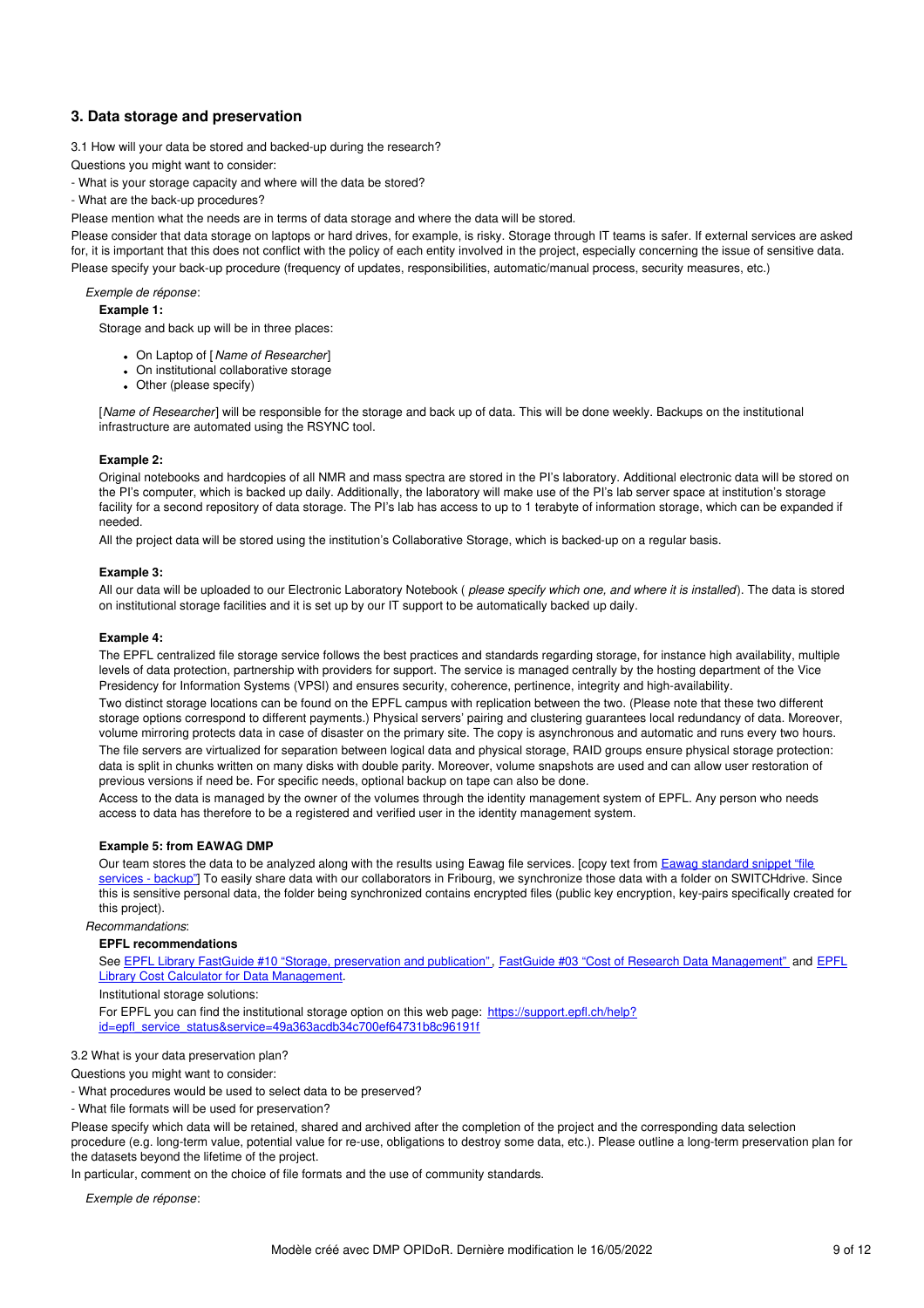## 3. Data storage and preservation

3.1 How will your data be stored and backed-up during the research?

Questions you might want to consider:

- What is your storage capacity and where will the data be stored?

- What are the back-up procedures?

Please mention what the needs are in terms of data storage and where the data will be stored.

Please consider that data storage on laptops or hard drives, for example, is risky. Storage through IT teams is safer. If external services are asked for, it is important that this does not conflict with the policy of each entity involved in the project, especially concerning the issue of sensitive data.

Please specify your back-up procedure (frequency of updates, responsibilities, automatic/manual process, security measures, etc.)

*Exemple de réponse*:

**Example 1:**

Storage and back up will be in three places:

- On Laptop of [ *Name of Researcher*]
- On institutional collaborative storage
- Other (please specify)

[*Name of Researcher*] will be responsible for the storage and back up of data. This will be done weekly. Backups on the institutional infrastructure are automated using the RSYNC tool.

**Example 2:**

Original notebooks and hardcopies of all NMR and mass spectra are stored in the PI's laboratory. Additional electronic data will be stored on the PI's computer, which is backed up daily. Additionally, the laboratory will make use of the PI's lab server space at institution's storage facility for a second repository of data storage. The PI's lab has access to up to 1 terabyte of information storage, which can be expanded if needed.

All the project data will be stored using the institution's Collaborative Storage, which is backed-up on a regular basis.

**Example 3:**

All our data will be uploaded to our Electronic Laboratory Notebook ( *please specify which one, and where it is installed*). The data is stored on institutional storage facilities and it is set up by our IT support to be automatically backed up daily.

**Example 4:**

The EPFL centralized file storage service follows the best practices and standards regarding storage, for instance high availability, multiple levels of data protection, partnership with providers for support. The service is managed centrally by the hosting department of the Vice Presidency for Information Systems (VPSI) and ensures security, coherence, pertinence, integrity and high-availability.

Two distinct storage locations can be found on the EPFL campus with replication between the two. (Please note that these two different storage options correspond to different payments.) Physical servers' pairing and clustering guarantees local redundancy of data. Moreover, volume mirroring protects data in case of disaster on the primary site. The copy is asynchronous and automatic and runs every two hours.

The file servers are virtualized for separation between logical data and physical storage, RAID groups ensure physical storage protection: data is split in chunks written on many disks with double parity. Moreover, volume snapshots are used and can allow user restoration of previous versions if need be. For specific needs, optional backup on tape can also be done.

Access to the data is managed by the owner of the volumes through the identity management system of EPFL. Any person who needs access to data has therefore to be a registered and verified user in the identity management system.

**Example 5: from EAWAG DMP**

Our team stores the data to be analyzed along with the results using Eawag file services. [copy text from Eawag standard snippet "file services - backup"] To easily share data with our collaborators in Fribourg, we synchronize those data with a folder on SWITCHdrive. Since this is sensitive personal data, the folder being synchronized contains encrypted files (public key encryption, key-pairs specifically created for this project).

*Recommandations*:

**EPFL recommendations**

See EPFL Library FastGuide #10 "Storage, preservation and publication", FastGuide #03 "Cost of Research Data Management" and EPFL Library Cost Calculator for Data Management.

Institutional storage solutions:

For EPFL you can find the institutional storage option on this web page: https://support.epfl.ch/help?id=epfl_service_status&service=49a363acdb34c700ef64731b8c96191f

3.2 What is your data preservation plan?

Questions you might want to consider:

- What procedures would be used to select data to be preserved?

- What file formats will be used for preservation?

Please specify which data will be retained, shared and archived after the completion of the project and the corresponding data selection procedure (e.g. long-term value, potential value for re-use, obligations to destroy some data, etc.). Please outline a long-term preservation plan for the datasets beyond the lifetime of the project.

In particular, comment on the choice of file formats and the use of community standards.

*Exemple de réponse*: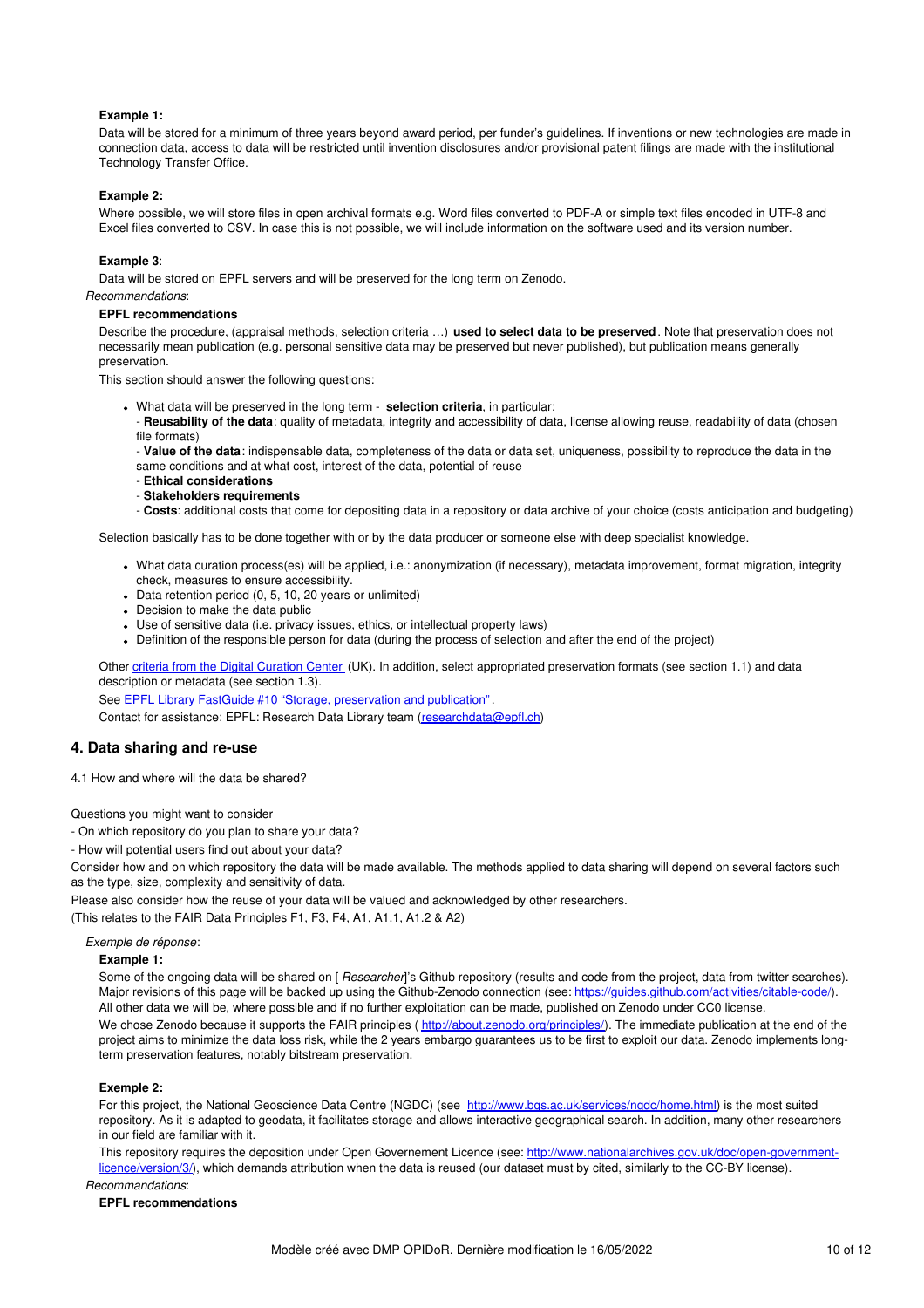**Example 1:**

Data will be stored for a minimum of three years beyond award period, per funder's guidelines. If inventions or new technologies are made in connection data, access to data will be restricted until invention disclosures and/or provisional patent filings are made with the institutional Technology Transfer Office.

**Example 2:**

Where possible, we will store files in open archival formats e.g. Word files converted to PDF-A or simple text files encoded in UTF-8 and Excel files converted to CSV. In case this is not possible, we will include information on the software used and its version number.

**Example 3**:

Data will be stored on EPFL servers and will be preserved for the long term on Zenodo.

*Recommandations*:

**EPFL recommendations**

Describe the procedure, (appraisal methods, selection criteria …) **used to select data to be preserved**. Note that preservation does not necessarily mean publication (e.g. personal sensitive data may be preserved but never published), but publication means generally preservation.

This section should answer the following questions:

- What data will be preserved in the long term - **selection criteria**, in particular:
  - **Reusability of the data**: quality of metadata, integrity and accessibility of data, license allowing reuse, readability of data (chosen file formats)
  - **Value of the data**: indispensable data, completeness of the data or data set, uniqueness, possibility to reproduce the data in the same conditions and at what cost, interest of the data, potential of reuse
  - **Ethical considerations**
  - **Stakeholders requirements**
  - **Costs**: additional costs that come for depositing data in a repository or data archive of your choice (costs anticipation and budgeting)

Selection basically has to be done together with or by the data producer or someone else with deep specialist knowledge.

- What data curation process(es) will be applied, i.e.: anonymization (if necessary), metadata improvement, format migration, integrity check, measures to ensure accessibility.
- Data retention period (0, 5, 10, 20 years or unlimited)
- Decision to make the data public
- Use of sensitive data (i.e. privacy issues, ethics, or intellectual property laws)
- Definition of the responsible person for data (during the process of selection and after the end of the project)

Other criteria from the Digital Curation Center (UK). In addition, select appropriated preservation formats (see section 1.1) and data description or metadata (see section 1.3).

See EPFL Library FastGuide #10 "Storage, preservation and publication".

Contact for assistance: EPFL: Research Data Library team (researchdata@epfl.ch)

## 4. Data sharing and re-use

4.1 How and where will the data be shared?

Questions you might want to consider

- On which repository do you plan to share your data?

- How will potential users find out about your data?

Consider how and on which repository the data will be made available. The methods applied to data sharing will depend on several factors such as the type, size, complexity and sensitivity of data.

Please also consider how the reuse of your data will be valued and acknowledged by other researchers.

(This relates to the FAIR Data Principles F1, F3, F4, A1, A1.1, A1.2 & A2)

*Exemple de réponse*:

**Example 1:**

Some of the ongoing data will be shared on [ *Researcher*]'s Github repository (results and code from the project, data from twitter searches). Major revisions of this page will be backed up using the Github-Zenodo connection (see: https://guides.github.com/activities/citable-code/). All other data we will be, where possible and if no further exploitation can be made, published on Zenodo under CC0 license.

We chose Zenodo because it supports the FAIR principles ( http://about.zenodo.org/principles/). The immediate publication at the end of the project aims to minimize the data loss risk, while the 2 years embargo guarantees us to be first to exploit our data. Zenodo implements long-term preservation features, notably bitstream preservation.

**Exemple 2:**

For this project, the National Geoscience Data Centre (NGDC) (see http://www.bgs.ac.uk/services/ngdc/home.html) is the most suited repository. As it is adapted to geodata, it facilitates storage and allows interactive geographical search. In addition, many other researchers in our field are familiar with it.

This repository requires the deposition under Open Governement Licence (see: http://www.nationalarchives.gov.uk/doc/open-government-licence/version/3/), which demands attribution when the data is reused (our dataset must by cited, similarly to the CC-BY license).

*Recommandations*:

**EPFL recommendations**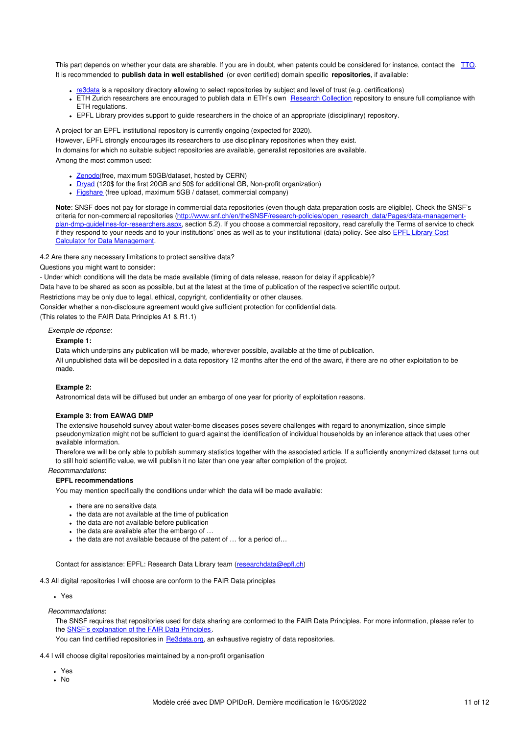This part depends on whether your data are sharable. If you are in doubt, when patents could be considered for instance, contact the TTO.
It is recommended to **publish data in well established** (or even certified) domain specific **repositories**, if available:

- re3data is a repository directory allowing to select repositories by subject and level of trust (e.g. certifications)
- ETH Zurich researchers are encouraged to publish data in ETH's own Research Collection repository to ensure full compliance with ETH regulations.
- EPFL Library provides support to guide researchers in the choice of an appropriate (disciplinary) repository.

A project for an EPFL institutional repository is currently ongoing (expected for 2020).
However, EPFL strongly encourages its researchers to use disciplinary repositories when they exist.
In domains for which no suitable subject repositories are available, generalist repositories are available.
Among the most common used:

- Zenodo(free, maximum 50GB/dataset, hosted by CERN)
- Dryad (120$ for the first 20GB and 50$ for additional GB, Non-profit organization)
- Figshare (free upload, maximum 5GB / dataset, commercial company)

**Note**: SNSF does not pay for storage in commercial data repositories (even though data preparation costs are eligible). Check the SNSF's criteria for non-commercial repositories (http://www.snf.ch/en/theSNSF/research-policies/open_research_data/Pages/data-management-plan-dmp-guidelines-for-researchers.aspx, section 5.2). If you choose a commercial repository, read carefully the Terms of service to check if they respond to your needs and to your institutions' ones as well as to your institutional (data) policy. See also EPFL Library Cost Calculator for Data Management.

4.2 Are there any necessary limitations to protect sensitive data?

Questions you might want to consider:

- Under which conditions will the data be made available (timing of data release, reason for delay if applicable)?

Data have to be shared as soon as possible, but at the latest at the time of publication of the respective scientific output.

Restrictions may be only due to legal, ethical, copyright, confidentiality or other clauses.

Consider whether a non-disclosure agreement would give sufficient protection for confidential data.

(This relates to the FAIR Data Principles A1 & R1.1)

*Exemple de réponse*:

**Example 1:**

Data which underpins any publication will be made, wherever possible, available at the time of publication.
All unpublished data will be deposited in a data repository 12 months after the end of the award, if there are no other exploitation to be made.

**Example 2:**

Astronomical data will be diffused but under an embargo of one year for priority of exploitation reasons.

**Example 3: from EAWAG DMP**

The extensive household survey about water-borne diseases poses severe challenges with regard to anonymization, since simple pseudonymization might not be sufficient to guard against the identification of individual households by an inference attack that uses other available information.
Therefore we will be only able to publish summary statistics together with the associated article. If a sufficiently anonymized dataset turns out to still hold scientific value, we will publish it no later than one year after completion of the project.

*Recommandations*:

**EPFL recommendations**

You may mention specifically the conditions under which the data will be made available:

- there are no sensitive data
- the data are not available at the time of publication
- the data are not available before publication
- the data are available after the embargo of …
- the data are not available because of the patent of … for a period of…

Contact for assistance: EPFL: Research Data Library team (researchdata@epfl.ch)

4.3 All digital repositories I will choose are conform to the FAIR Data principles

- Yes

*Recommandations*:

The SNSF requires that repositories used for data sharing are conformed to the FAIR Data Principles. For more information, please refer to the SNSF's explanation of the FAIR Data Principles.
You can find certified repositories in Re3data.org, an exhaustive registry of data repositories.

4.4 I will choose digital repositories maintained by a non-profit organisation

- Yes
- No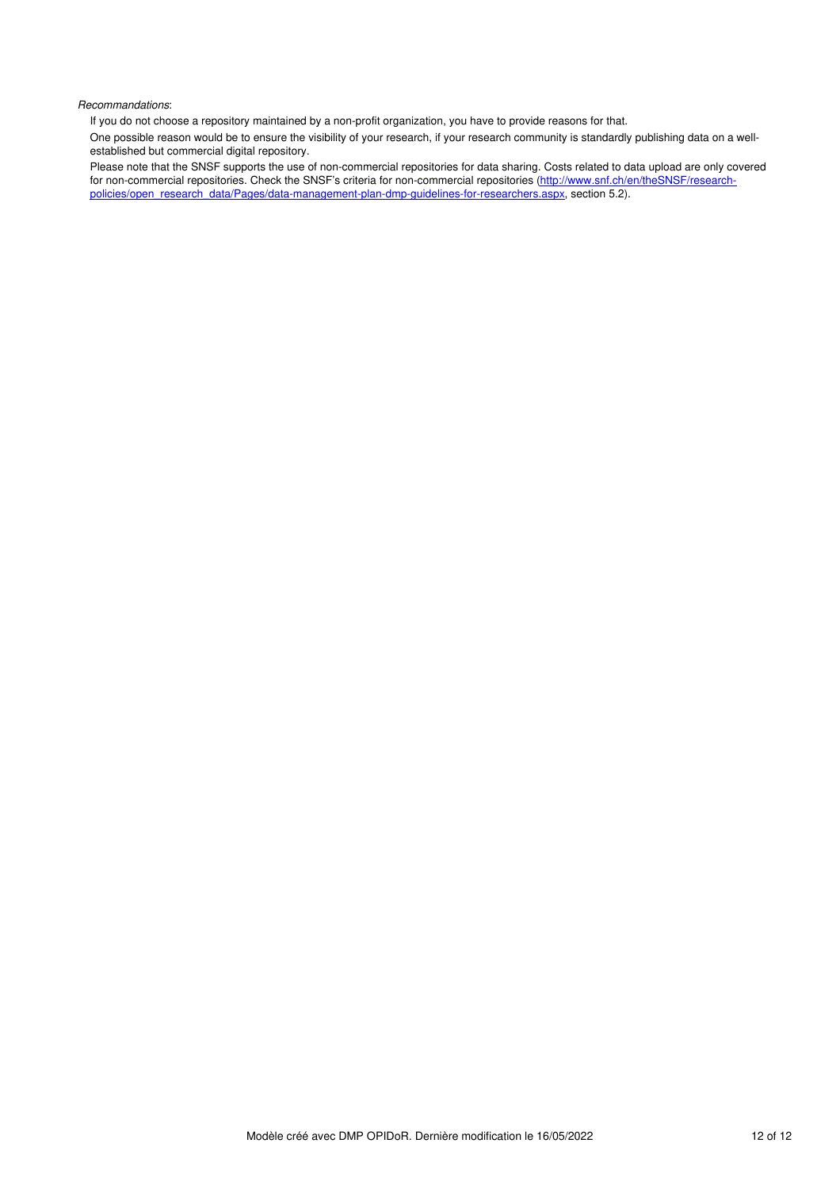*Recommandations*:

If you do not choose a repository maintained by a non-profit organization, you have to provide reasons for that.

One possible reason would be to ensure the visibility of your research, if your research community is standardly publishing data on a well-established but commercial digital repository.

Please note that the SNSF supports the use of non-commercial repositories for data sharing. Costs related to data upload are only covered for non-commercial repositories. Check the SNSF's criteria for non-commercial repositories (http://www.snf.ch/en/theSNSF/research-policies/open_research_data/Pages/data-management-plan-dmp-guidelines-for-researchers.aspx, section 5.2).

Modèle créé avec DMP OPIDoR. Dernière modification le 16/05/2022